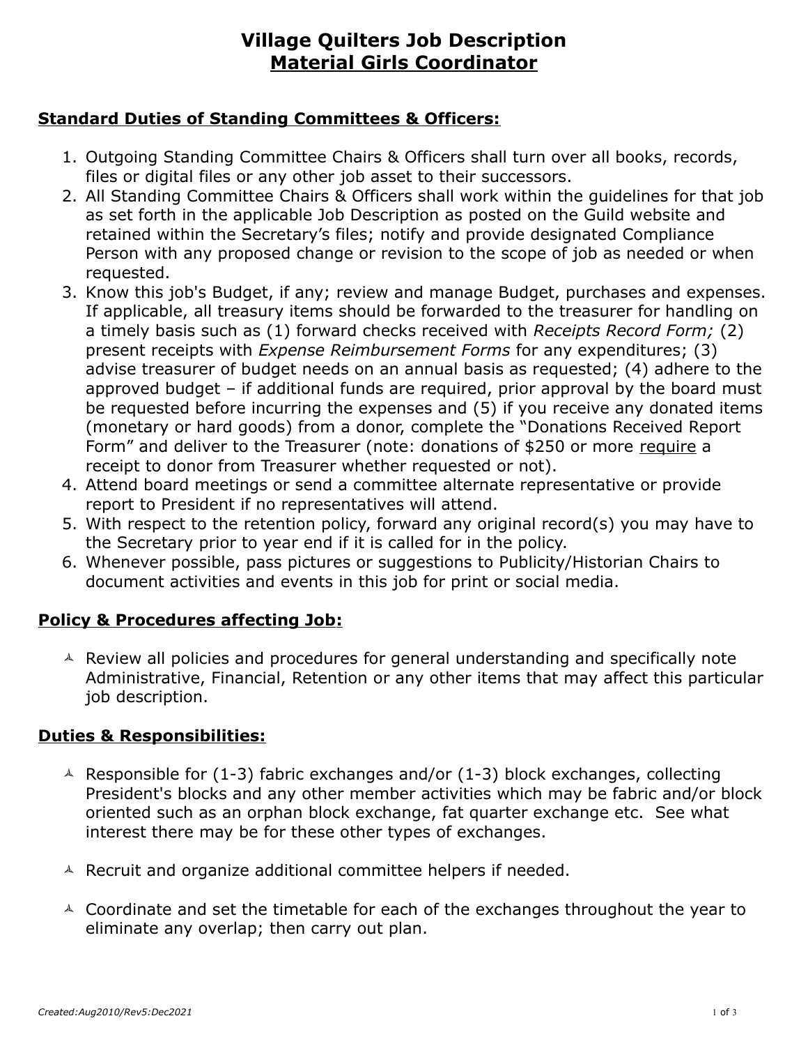# Village Quilters Job Description
## Material Girls Coordinator

### Standard Duties of Standing Committees & Officers:

1. Outgoing Standing Committee Chairs & Officers shall turn over all books, records, files or digital files or any other job asset to their successors.
2. All Standing Committee Chairs & Officers shall work within the guidelines for that job as set forth in the applicable Job Description as posted on the Guild website and retained within the Secretary's files; notify and provide designated Compliance Person with any proposed change or revision to the scope of job as needed or when requested.
3. Know this job's Budget, if any; review and manage Budget, purchases and expenses. If applicable, all treasury items should be forwarded to the treasurer for handling on a timely basis such as (1) forward checks received with *Receipts Record Form;* (2) present receipts with *Expense Reimbursement Forms* for any expenditures; (3) advise treasurer of budget needs on an annual basis as requested; (4) adhere to the approved budget – if additional funds are required, prior approval by the board must be requested before incurring the expenses and (5) if you receive any donated items (monetary or hard goods) from a donor, complete the "Donations Received Report Form" and deliver to the Treasurer (note: donations of $250 or more <u>require</u> a receipt to donor from Treasurer whether requested or not).
4. Attend board meetings or send a committee alternate representative or provide report to President if no representatives will attend.
5. With respect to the retention policy, forward any original record(s) you may have to the Secretary prior to year end if it is called for in the policy.
6. Whenever possible, pass pictures or suggestions to Publicity/Historian Chairs to document activities and events in this job for print or social media.

### Policy & Procedures affecting Job:

- Review all policies and procedures for general understanding and specifically note Administrative, Financial, Retention or any other items that may affect this particular job description.

### Duties & Responsibilities:

- Responsible for (1-3) fabric exchanges and/or (1-3) block exchanges, collecting President's blocks and any other member activities which may be fabric and/or block oriented such as an orphan block exchange, fat quarter exchange etc. See what interest there may be for these other types of exchanges.

- Recruit and organize additional committee helpers if needed.

- Coordinate and set the timetable for each of the exchanges throughout the year to eliminate any overlap; then carry out plan.

*Created:Aug2010/Rev5:Dec2021*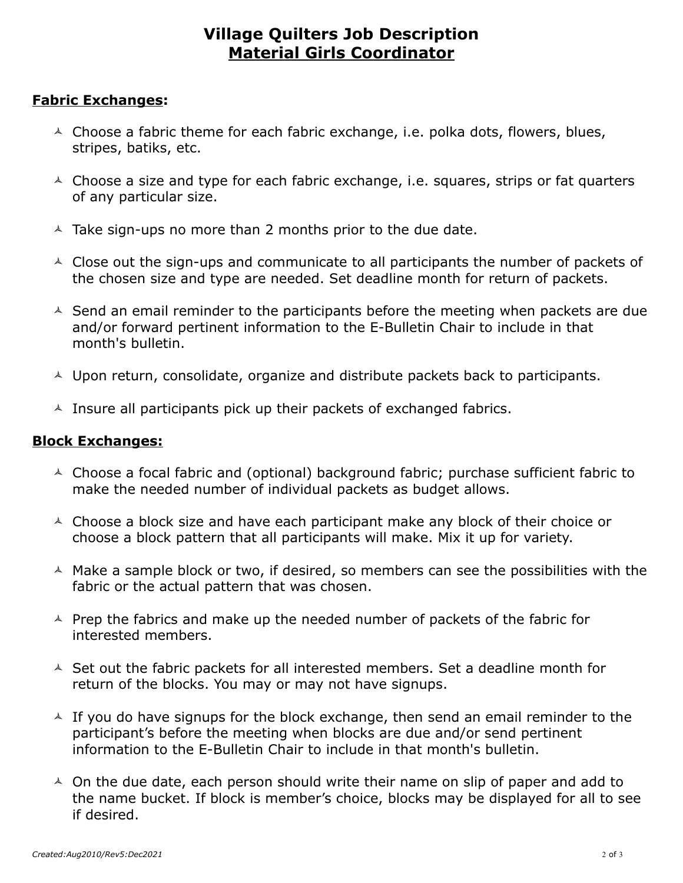# Village Quilters Job Description
## Material Girls Coordinator

**Fabric Exchanges:**

- Choose a fabric theme for each fabric exchange, i.e. polka dots, flowers, blues, stripes, batiks, etc.
- Choose a size and type for each fabric exchange, i.e. squares, strips or fat quarters of any particular size.
- Take sign-ups no more than 2 months prior to the due date.
- Close out the sign-ups and communicate to all participants the number of packets of the chosen size and type are needed. Set deadline month for return of packets.
- Send an email reminder to the participants before the meeting when packets are due and/or forward pertinent information to the E-Bulletin Chair to include in that month's bulletin.
- Upon return, consolidate, organize and distribute packets back to participants.
- Insure all participants pick up their packets of exchanged fabrics.

**Block Exchanges:**

- Choose a focal fabric and (optional) background fabric; purchase sufficient fabric to make the needed number of individual packets as budget allows.
- Choose a block size and have each participant make any block of their choice or choose a block pattern that all participants will make. Mix it up for variety.
- Make a sample block or two, if desired, so members can see the possibilities with the fabric or the actual pattern that was chosen.
- Prep the fabrics and make up the needed number of packets of the fabric for interested members.
- Set out the fabric packets for all interested members. Set a deadline month for return of the blocks. You may or may not have signups.
- If you do have signups for the block exchange, then send an email reminder to the participant's before the meeting when blocks are due and/or send pertinent information to the E-Bulletin Chair to include in that month's bulletin.
- On the due date, each person should write their name on slip of paper and add to the name bucket. If block is member's choice, blocks may be displayed for all to see if desired.

*Created:Aug2010/Rev5:Dec2021*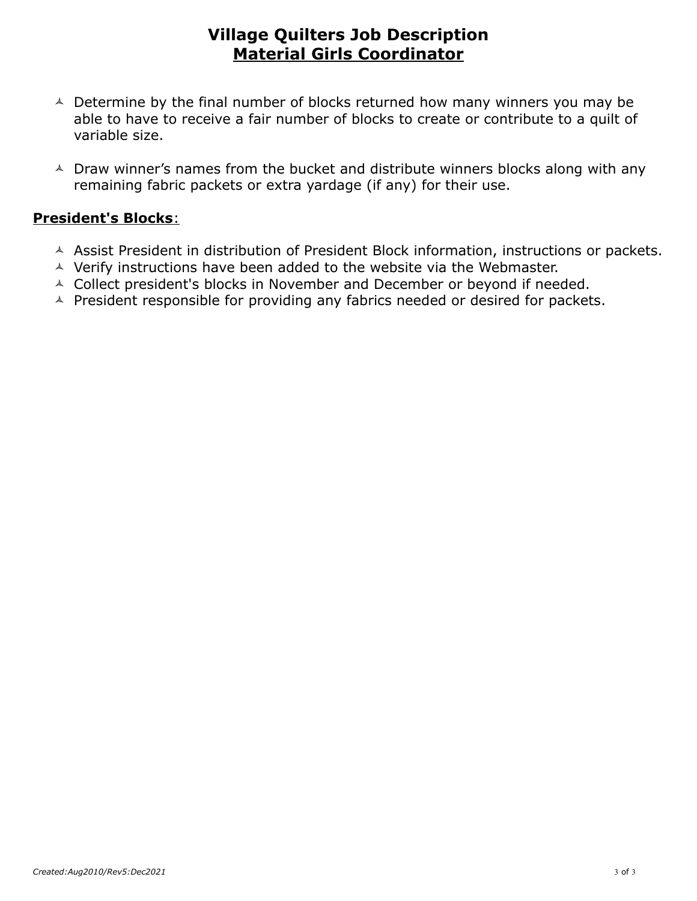# Village Quilters Job Description
## Material Girls Coordinator

- Determine by the final number of blocks returned how many winners you may be able to have to receive a fair number of blocks to create or contribute to a quilt of variable size.
- Draw winner's names from the bucket and distribute winners blocks along with any remaining fabric packets or extra yardage (if any) for their use.

**President's Blocks**:

- Assist President in distribution of President Block information, instructions or packets.
- Verify instructions have been added to the website via the Webmaster.
- Collect president's blocks in November and December or beyond if needed.
- President responsible for providing any fabrics needed or desired for packets.

*Created:Aug2010/Rev5:Dec2021*